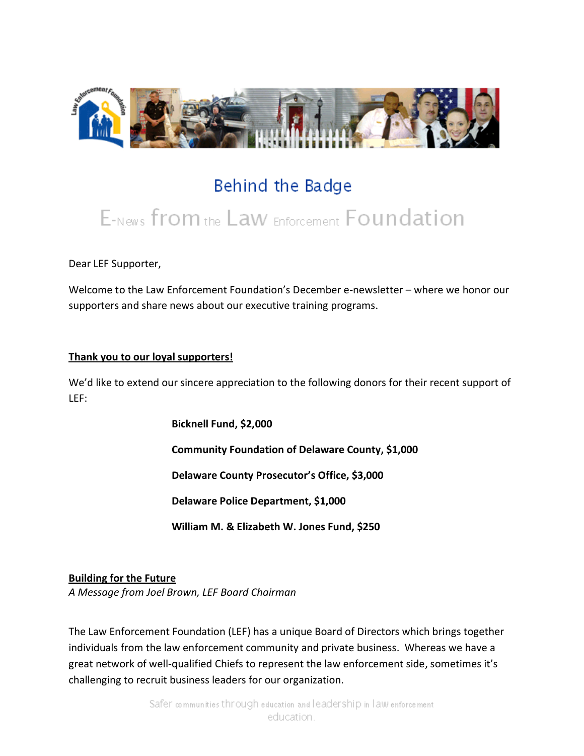# Behind the Badge

## E-News from the Law Enforcement Foundation

Dear LEF Supporter,

Welcome to the Law Enforcement Foundation's December e-newsletter – where we honor our supporters and share news about our executive training programs.

**Thank you to our loyal supporters!**

We'd like to extend our sincere appreciation to the following donors for their recent support of LEF:

**Bicknell Fund, $2,000**

**Community Foundation of Delaware County, $1,000**

**Delaware County Prosecutor's Office, $3,000**

**Delaware Police Department, $1,000**

**William M. & Elizabeth W. Jones Fund, $250**

**Building for the Future**

*A Message from Joel Brown, LEF Board Chairman*

The Law Enforcement Foundation (LEF) has a unique Board of Directors which brings together individuals from the law enforcement community and private business. Whereas we have a great network of well-qualified Chiefs to represent the law enforcement side, sometimes it's challenging to recruit business leaders for our organization.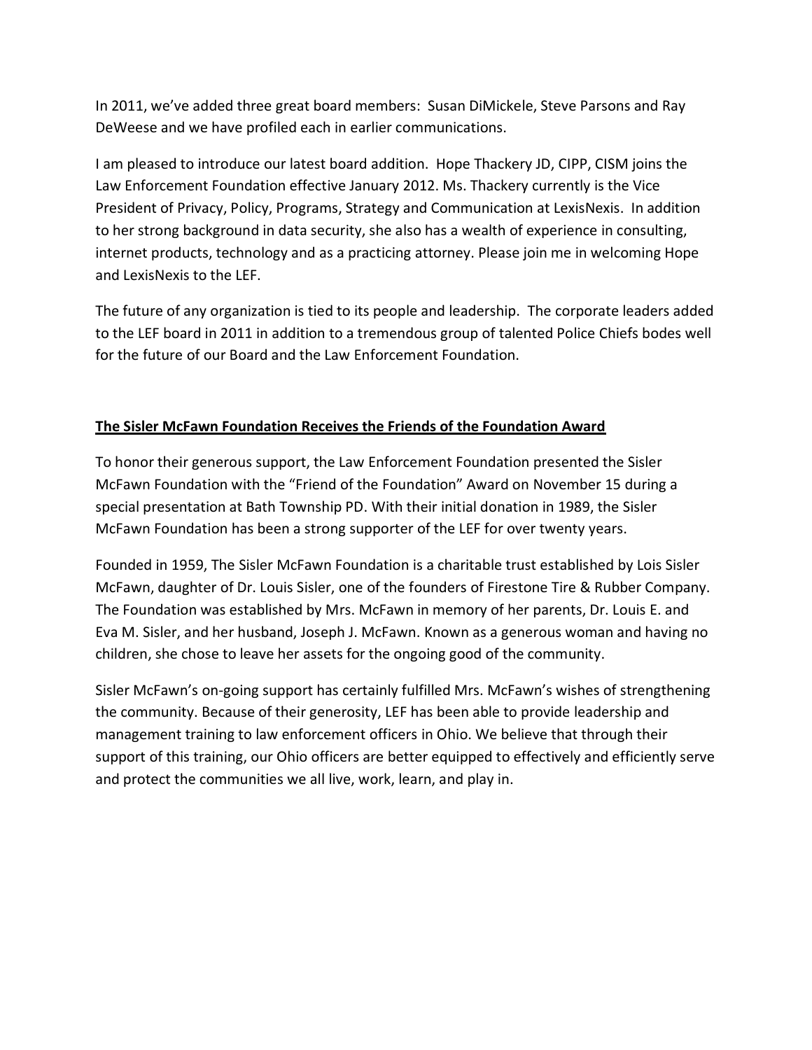In 2011, we've added three great board members: Susan DiMickele, Steve Parsons and Ray DeWeese and we have profiled each in earlier communications.

I am pleased to introduce our latest board addition. Hope Thackery JD, CIPP, CISM joins the Law Enforcement Foundation effective January 2012. Ms. Thackery currently is the Vice President of Privacy, Policy, Programs, Strategy and Communication at LexisNexis. In addition to her strong background in data security, she also has a wealth of experience in consulting, internet products, technology and as a practicing attorney. Please join me in welcoming Hope and LexisNexis to the LEF.

The future of any organization is tied to its people and leadership. The corporate leaders added to the LEF board in 2011 in addition to a tremendous group of talented Police Chiefs bodes well for the future of our Board and the Law Enforcement Foundation.

## The Sisler McFawn Foundation Receives the Friends of the Foundation Award

To honor their generous support, the Law Enforcement Foundation presented the Sisler McFawn Foundation with the "Friend of the Foundation" Award on November 15 during a special presentation at Bath Township PD. With their initial donation in 1989, the Sisler McFawn Foundation has been a strong supporter of the LEF for over twenty years.

Founded in 1959, The Sisler McFawn Foundation is a charitable trust established by Lois Sisler McFawn, daughter of Dr. Louis Sisler, one of the founders of Firestone Tire & Rubber Company. The Foundation was established by Mrs. McFawn in memory of her parents, Dr. Louis E. and Eva M. Sisler, and her husband, Joseph J. McFawn. Known as a generous woman and having no children, she chose to leave her assets for the ongoing good of the community.

Sisler McFawn's on-going support has certainly fulfilled Mrs. McFawn's wishes of strengthening the community. Because of their generosity, LEF has been able to provide leadership and management training to law enforcement officers in Ohio. We believe that through their support of this training, our Ohio officers are better equipped to effectively and efficiently serve and protect the communities we all live, work, learn, and play in.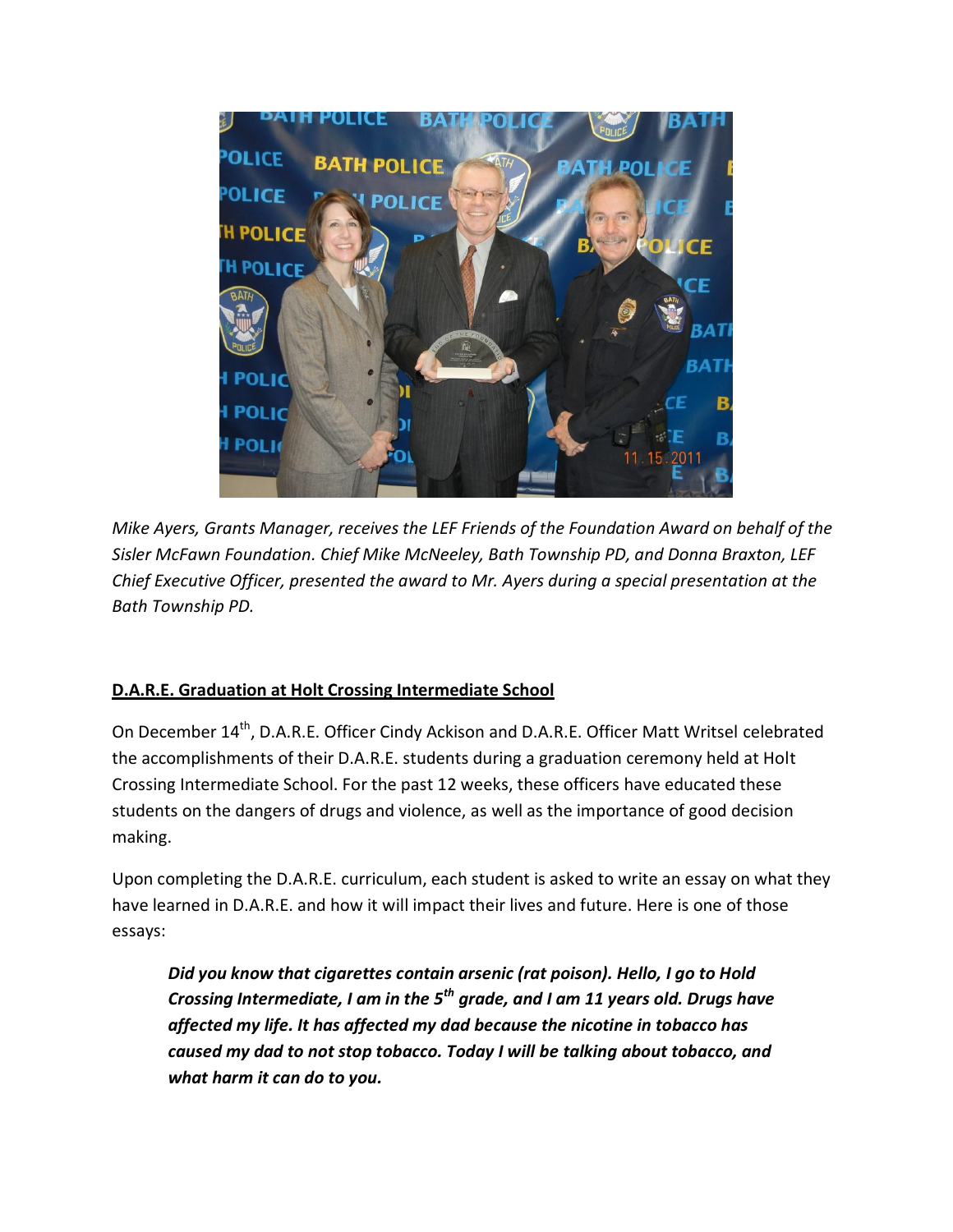*Mike Ayers, Grants Manager, receives the LEF Friends of the Foundation Award on behalf of the Sisler McFawn Foundation. Chief Mike McNeeley, Bath Township PD, and Donna Braxton, LEF Chief Executive Officer, presented the award to Mr. Ayers during a special presentation at the Bath Township PD.*

## D.A.R.E. Graduation at Holt Crossing Intermediate School

On December 14th, D.A.R.E. Officer Cindy Ackison and D.A.R.E. Officer Matt Writsel celebrated the accomplishments of their D.A.R.E. students during a graduation ceremony held at Holt Crossing Intermediate School. For the past 12 weeks, these officers have educated these students on the dangers of drugs and violence, as well as the importance of good decision making.

Upon completing the D.A.R.E. curriculum, each student is asked to write an essay on what they have learned in D.A.R.E. and how it will impact their lives and future. Here is one of those essays:

> ***Did you know that cigarettes contain arsenic (rat poison). Hello, I go to Hold Crossing Intermediate, I am in the 5th grade, and I am 11 years old. Drugs have affected my life. It has affected my dad because the nicotine in tobacco has caused my dad to not stop tobacco. Today I will be talking about tobacco, and what harm it can do to you.***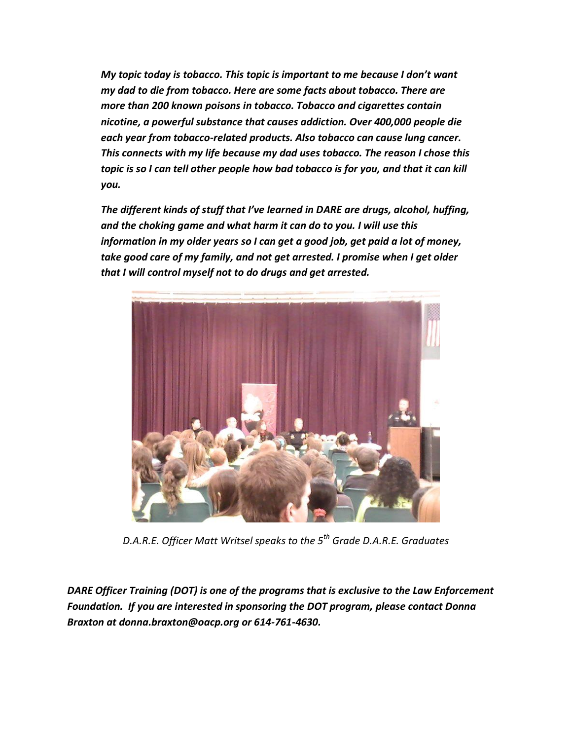*My topic today is tobacco. This topic is important to me because I don't want my dad to die from tobacco. Here are some facts about tobacco. There are more than 200 known poisons in tobacco. Tobacco and cigarettes contain nicotine, a powerful substance that causes addiction. Over 400,000 people die each year from tobacco-related products. Also tobacco can cause lung cancer. This connects with my life because my dad uses tobacco. The reason I chose this topic is so I can tell other people how bad tobacco is for you, and that it can kill you.*

*The different kinds of stuff that I've learned in DARE are drugs, alcohol, huffing, and the choking game and what harm it can do to you. I will use this information in my older years so I can get a good job, get paid a lot of money, take good care of my family, and not get arrested. I promise when I get older that I will control myself not to do drugs and get arrested.*

*D.A.R.E. Officer Matt Writsel speaks to the 5th Grade D.A.R.E. Graduates*

***DARE Officer Training (DOT) is one of the programs that is exclusive to the Law Enforcement Foundation. If you are interested in sponsoring the DOT program, please contact Donna Braxton at donna.braxton@oacp.org or 614-761-4630.***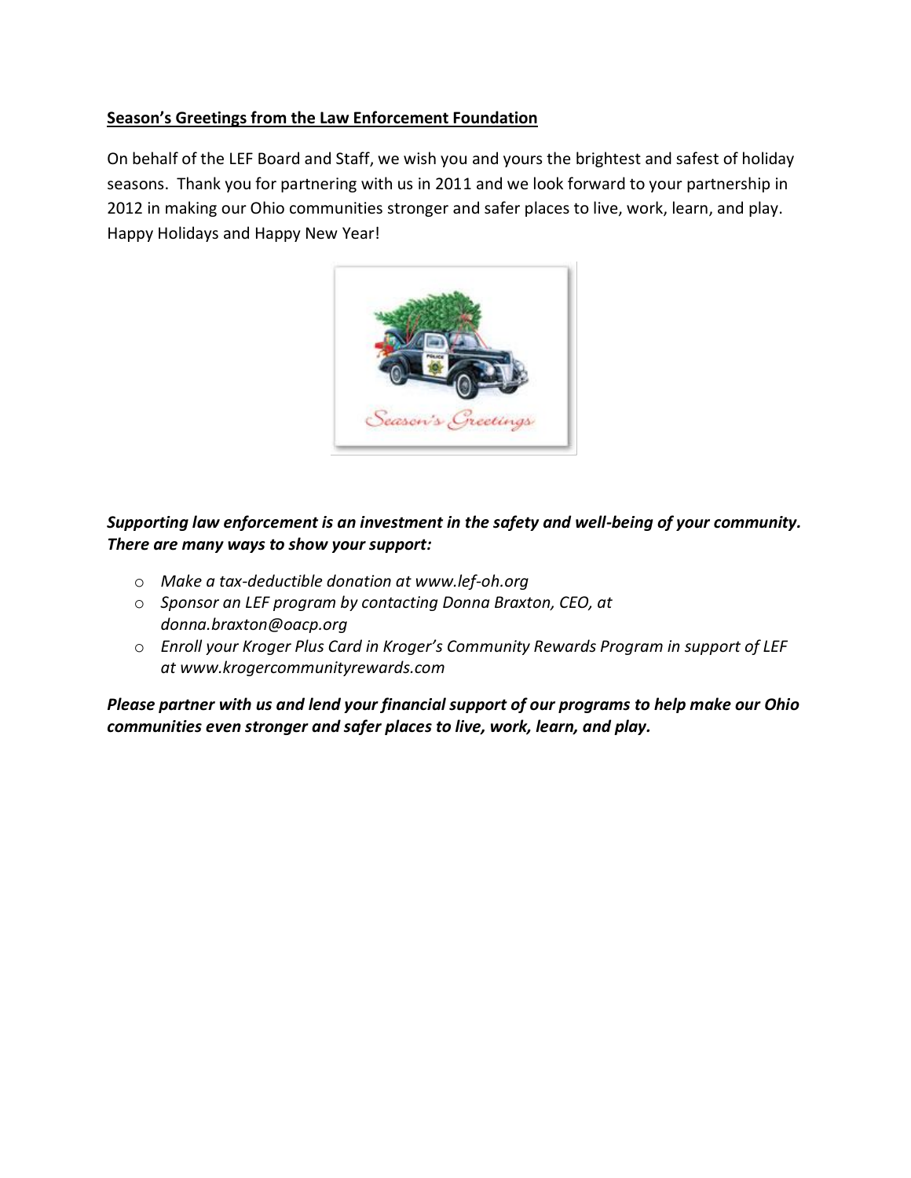**Season's Greetings from the Law Enforcement Foundation**

On behalf of the LEF Board and Staff, we wish you and yours the brightest and safest of holiday seasons. Thank you for partnering with us in 2011 and we look forward to your partnership in 2012 in making our Ohio communities stronger and safer places to live, work, learn, and play. Happy Holidays and Happy New Year!

***Supporting law enforcement is an investment in the safety and well-being of your community. There are many ways to show your support:***

- *Make a tax-deductible donation at www.lef-oh.org*
- *Sponsor an LEF program by contacting Donna Braxton, CEO, at donna.braxton@oacp.org*
- *Enroll your Kroger Plus Card in Kroger's Community Rewards Program in support of LEF at www.krogercommunityrewards.com*

***Please partner with us and lend your financial support of our programs to help make our Ohio communities even stronger and safer places to live, work, learn, and play.***